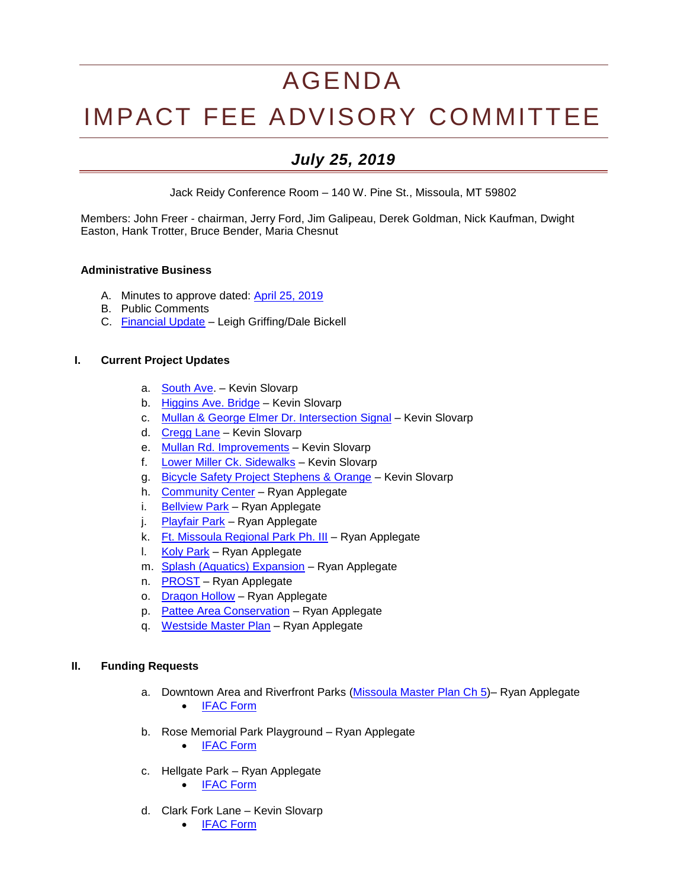# AGENDA

# IMPACT FEE ADVISORY COMMITTEE

## *July 25, 2019*

Jack Reidy Conference Room – 140 W. Pine St., Missoula, MT 59802

Members: John Freer - chairman, Jerry Ford, Jim Galipeau, Derek Goldman, Nick Kaufman, Dwight Easton, Hank Trotter, Bruce Bender, Maria Chesnut

**Administrative Business**

A. Minutes to approve dated: April 25, 2019
B. Public Comments
C. Financial Update – Leigh Griffing/Dale Bickell

**I. Current Project Updates**

a. South Ave. – Kevin Slovarp
b. Higgins Ave. Bridge – Kevin Slovarp
c. Mullan & George Elmer Dr. Intersection Signal – Kevin Slovarp
d. Cregg Lane – Kevin Slovarp
e. Mullan Rd. Improvements – Kevin Slovarp
f. Lower Miller Ck. Sidewalks – Kevin Slovarp
g. Bicycle Safety Project Stephens & Orange – Kevin Slovarp
h. Community Center – Ryan Applegate
i. Bellview Park – Ryan Applegate
j. Playfair Park – Ryan Applegate
k. Ft. Missoula Regional Park Ph. III – Ryan Applegate
l. Koly Park – Ryan Applegate
m. Splash (Aquatics) Expansion – Ryan Applegate
n. PROST – Ryan Applegate
o. Dragon Hollow – Ryan Applegate
p. Pattee Area Conservation – Ryan Applegate
q. Westside Master Plan – Ryan Applegate

**II. Funding Requests**

a. Downtown Area and Riverfront Parks (Missoula Master Plan Ch 5)– Ryan Applegate
   - IFAC Form

b. Rose Memorial Park Playground – Ryan Applegate
   - IFAC Form

c. Hellgate Park – Ryan Applegate
   - IFAC Form

d. Clark Fork Lane – Kevin Slovarp
   - IFAC Form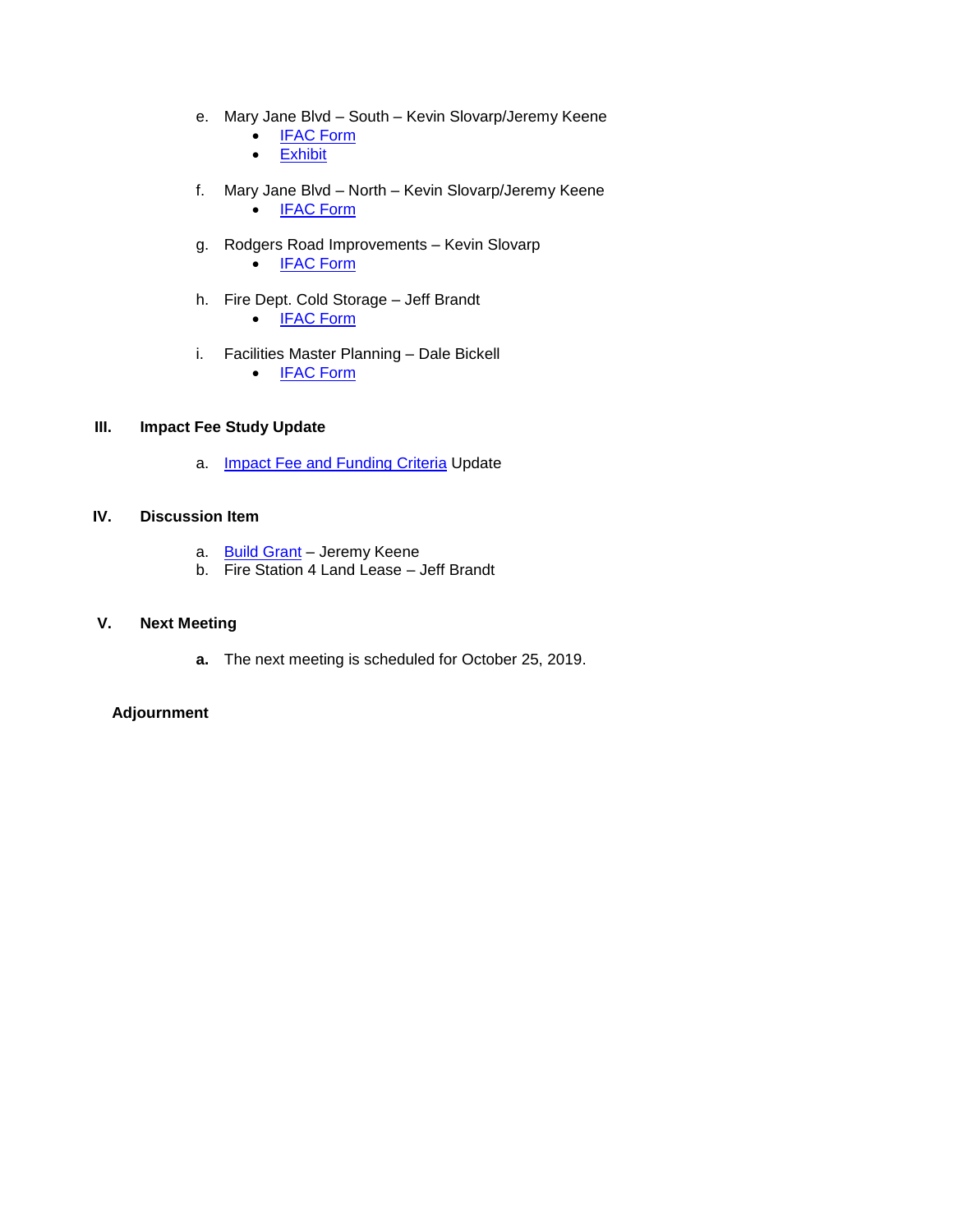e. Mary Jane Blvd – South – Kevin Slovarp/Jeremy Keene
   - IFAC Form
   - Exhibit

f. Mary Jane Blvd – North – Kevin Slovarp/Jeremy Keene
   - IFAC Form

g. Rodgers Road Improvements – Kevin Slovarp
   - IFAC Form

h. Fire Dept. Cold Storage – Jeff Brandt
   - IFAC Form

i. Facilities Master Planning – Dale Bickell
   - IFAC Form

## III. Impact Fee Study Update

a. Impact Fee and Funding Criteria Update

## IV. Discussion Item

a. Build Grant – Jeremy Keene
b. Fire Station 4 Land Lease – Jeff Brandt

## V. Next Meeting

**a.** The next meeting is scheduled for October 25, 2019.

**Adjournment**